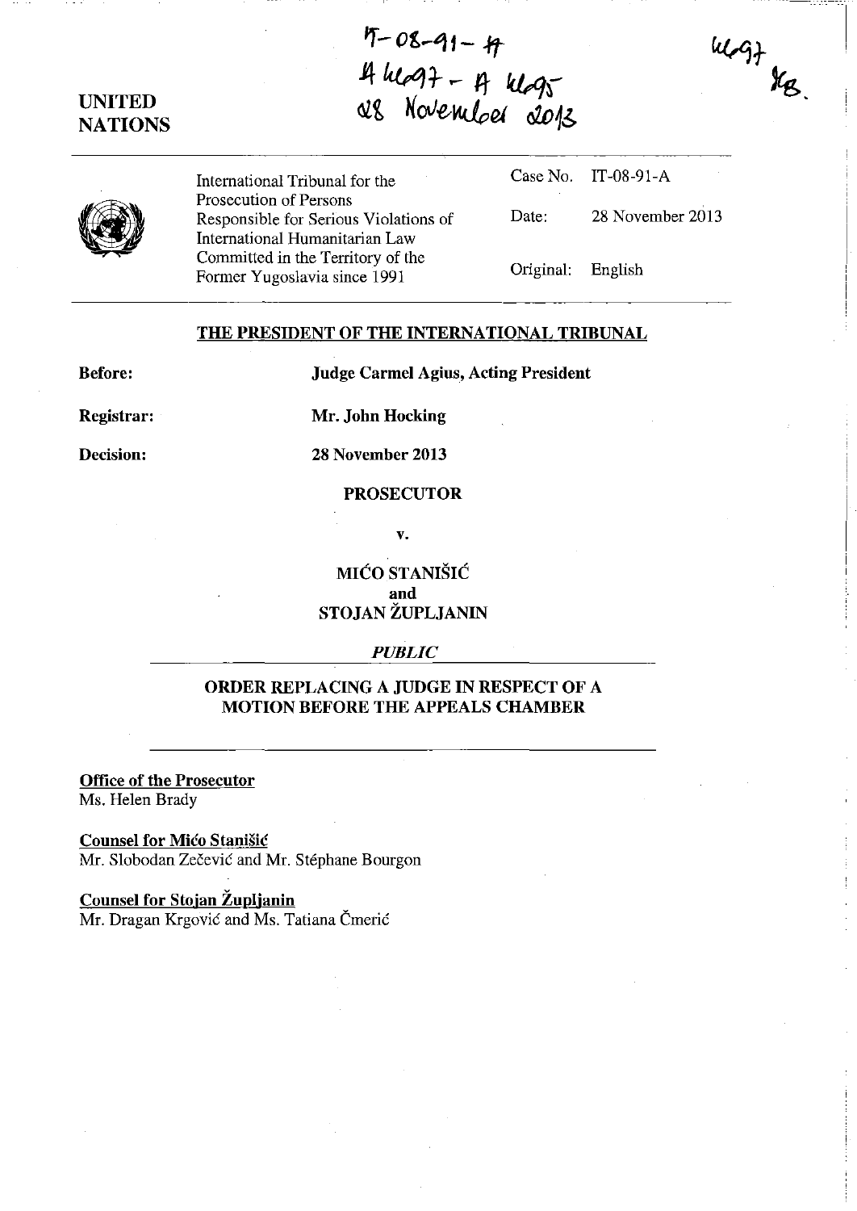IT-08-91-A
A 4697 - A 4695
28 November 2013

4697
KB.

UNITED NATIONS

| International Tribunal for the Prosecution of Persons Responsible for Serious Violations of International Humanitarian Law Committed in the Territory of the Former Yugoslavia since 1991 | Case No. | IT-08-91-A |
|---|---|---|
| | Date: | 28 November 2013 |
| | Original: | English |

**THE PRESIDENT OF THE INTERNATIONAL TRIBUNAL**

**Before:** **Judge Carmel Agius, Acting President**

**Registrar:** **Mr. John Hocking**

**Decision:** **28 November 2013**

**PROSECUTOR**

**v.**

**MIĆO STANIŠIĆ**
**and**
**STOJAN ŽUPLJANIN**

*PUBLIC*

**ORDER REPLACING A JUDGE IN RESPECT OF A MOTION BEFORE THE APPEALS CHAMBER**

**Office of the Prosecutor**
Ms. Helen Brady

**Counsel for Mićo Stanišić**
Mr. Slobodan Zečević and Mr. Stéphane Bourgon

**Counsel for Stojan Župljanin**
Mr. Dragan Krgović and Ms. Tatiana Čmerić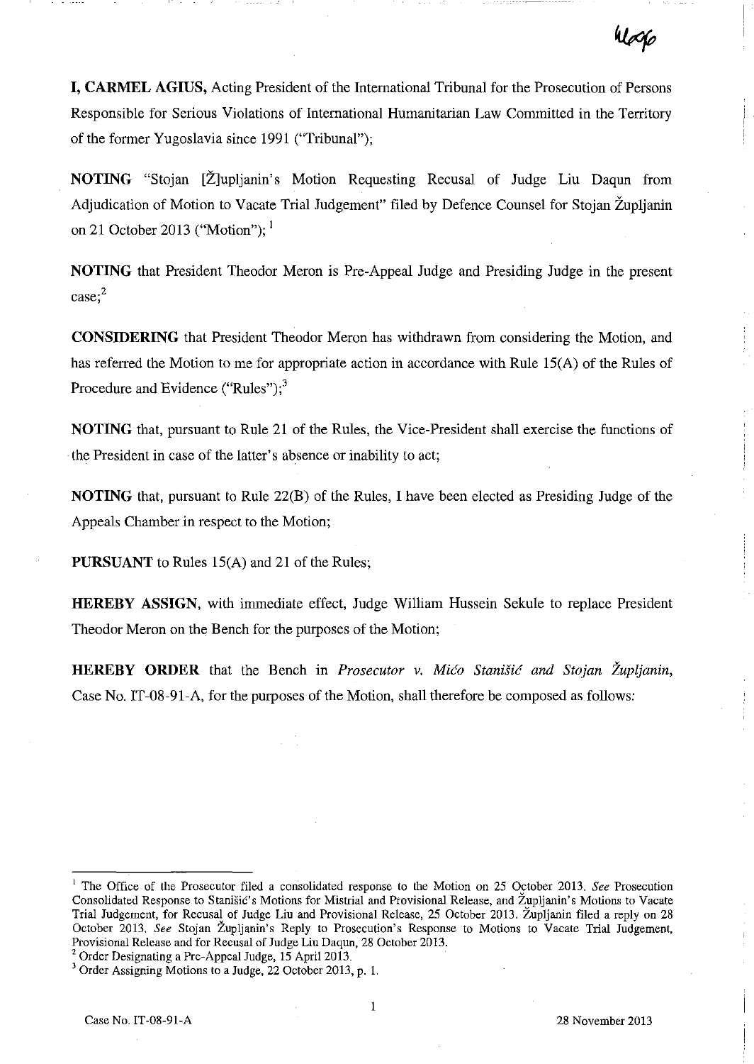**I, CARMEL AGIUS,** Acting President of the International Tribunal for the Prosecution of Persons Responsible for Serious Violations of International Humanitarian Law Committed in the Territory of the former Yugoslavia since 1991 ("Tribunal");

**NOTING** "Stojan [Ž]upljanin's Motion Requesting Recusal of Judge Liu Daqun from Adjudication of Motion to Vacate Trial Judgement" filed by Defence Counsel for Stojan Župljanin on 21 October 2013 ("Motion"); [1]

**NOTING** that President Theodor Meron is Pre-Appeal Judge and Presiding Judge in the present case;[2]

**CONSIDERING** that President Theodor Meron has withdrawn from considering the Motion, and has referred the Motion to me for appropriate action in accordance with Rule 15(A) of the Rules of Procedure and Evidence ("Rules");[3]

**NOTING** that, pursuant to Rule 21 of the Rules, the Vice-President shall exercise the functions of the President in case of the latter's absence or inability to act;

**NOTING** that, pursuant to Rule 22(B) of the Rules, I have been elected as Presiding Judge of the Appeals Chamber in respect to the Motion;

**PURSUANT** to Rules 15(A) and 21 of the Rules;

**HEREBY ASSIGN,** with immediate effect, Judge William Hussein Sekule to replace President Theodor Meron on the Bench for the purposes of the Motion;

**HEREBY ORDER** that the Bench in *Prosecutor v. Mićo Stanišić and Stojan Župljanin*, Case No. IT-08-91-A, for the purposes of the Motion, shall therefore be composed as follows:

---

[1] The Office of the Prosecutor filed a consolidated response to the Motion on 25 October 2013. *See* Prosecution Consolidated Response to Stanišić's Motions for Mistrial and Provisional Release, and Župljanin's Motions to Vacate Trial Judgement, for Recusal of Judge Liu and Provisional Release, 25 October 2013. Župljanin filed a reply on 28 October 2013. *See* Stojan Župljanin's Reply to Prosecution's Response to Motions to Vacate Trial Judgement, Provisional Release and for Recusal of Judge Liu Daqun, 28 October 2013.

[2] Order Designating a Pre-Appeal Judge, 15 April 2013.

[3] Order Assigning Motions to a Judge, 22 October 2013, p. 1.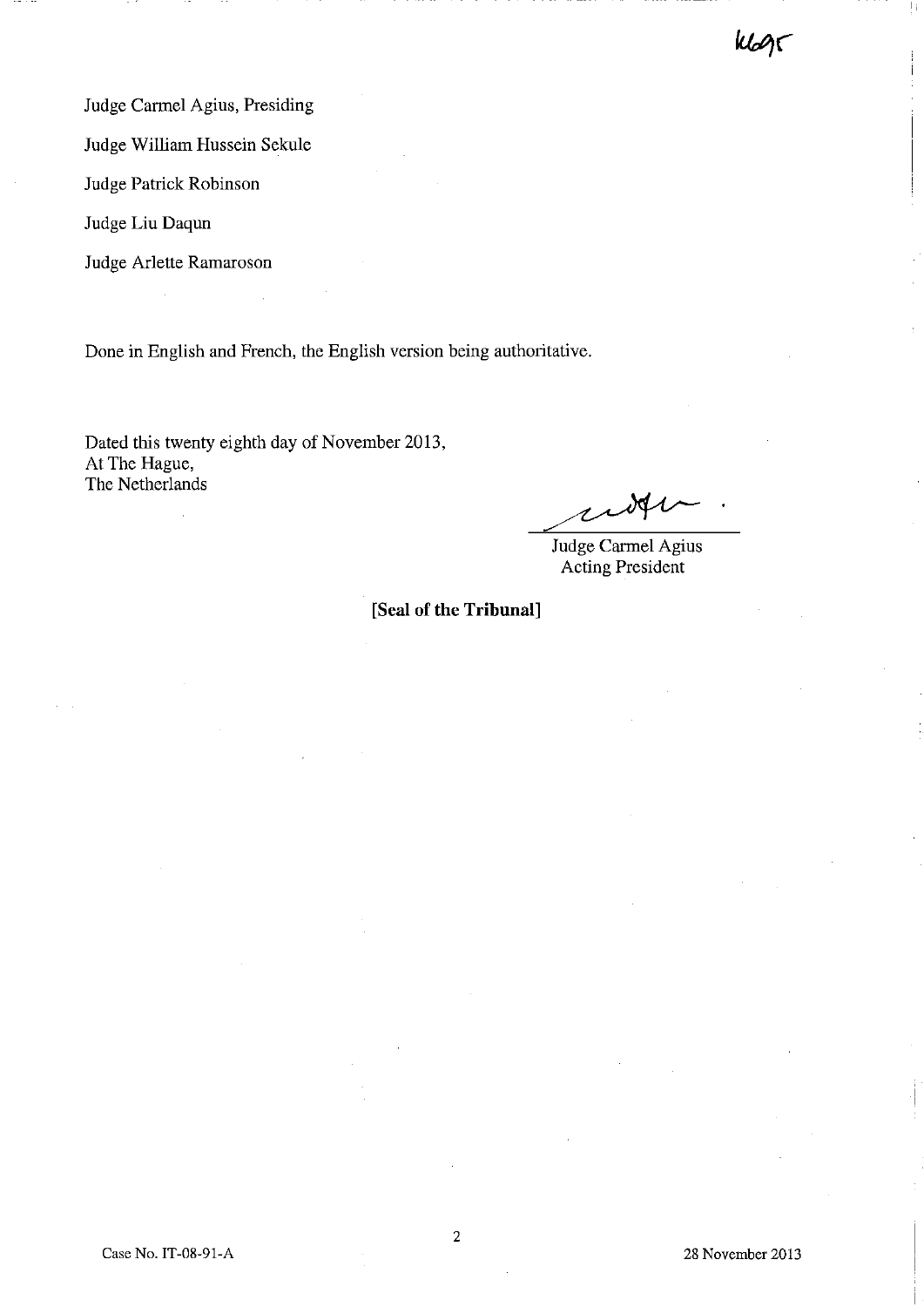Judge Carmel Agius, Presiding

Judge William Hussein Sekule

Judge Patrick Robinson

Judge Liu Daqun

Judge Arlette Ramaroson

Done in English and French, the English version being authoritative.

Dated this twenty eighth day of November 2013,
At The Hague,
The Netherlands

Judge Carmel Agius
Acting President

**[Seal of the Tribunal]**